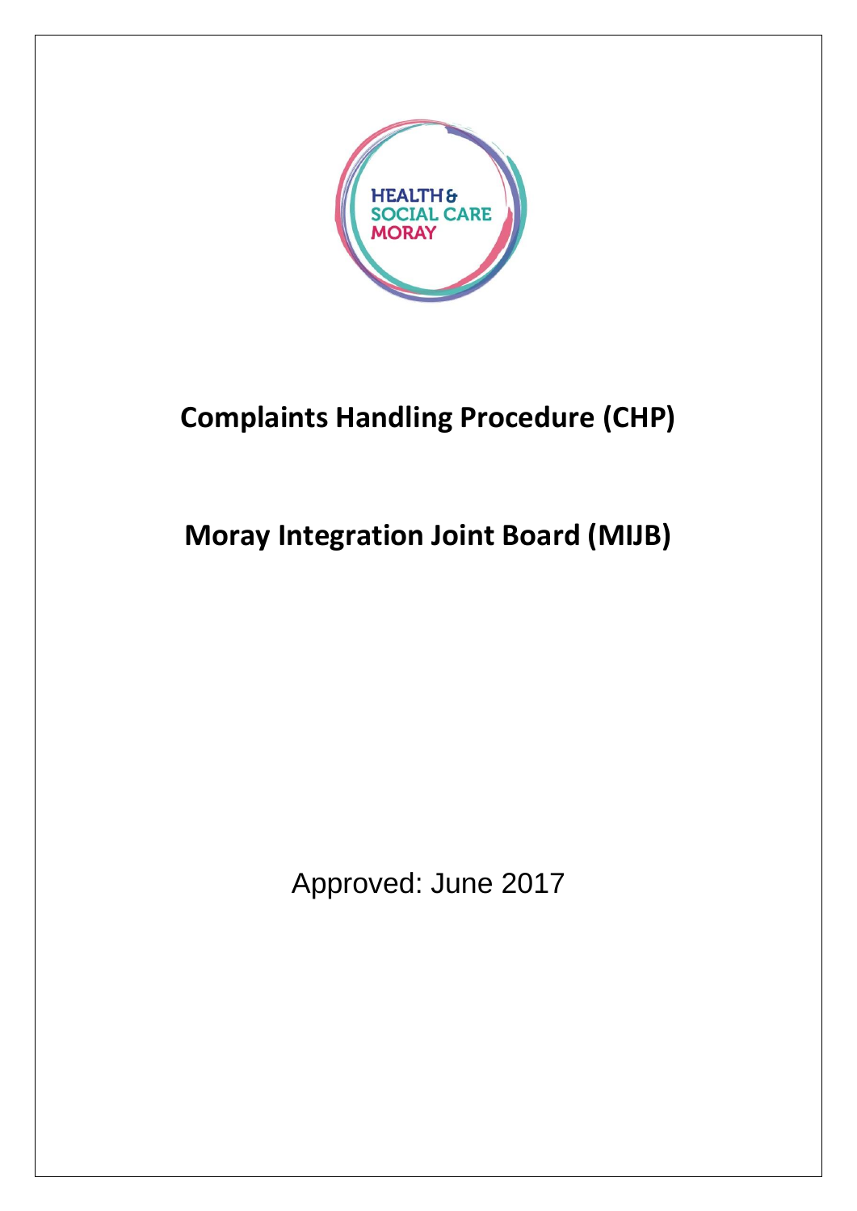HEALTH & SOCIAL CARE MORAY

# Complaints Handling Procedure (CHP)

# Moray Integration Joint Board (MIJB)

Approved: June 2017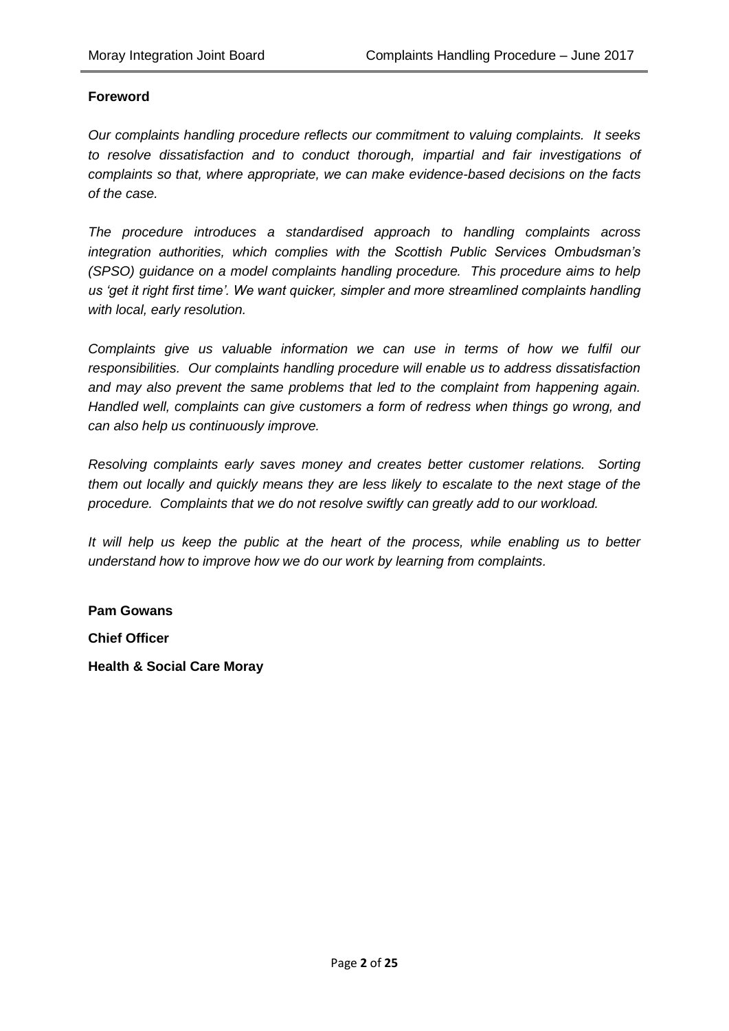**Foreword**

*Our complaints handling procedure reflects our commitment to valuing complaints. It seeks to resolve dissatisfaction and to conduct thorough, impartial and fair investigations of complaints so that, where appropriate, we can make evidence-based decisions on the facts of the case.*

*The procedure introduces a standardised approach to handling complaints across integration authorities, which complies with the Scottish Public Services Ombudsman's (SPSO) guidance on a model complaints handling procedure. This procedure aims to help us 'get it right first time'. We want quicker, simpler and more streamlined complaints handling with local, early resolution.*

*Complaints give us valuable information we can use in terms of how we fulfil our responsibilities. Our complaints handling procedure will enable us to address dissatisfaction and may also prevent the same problems that led to the complaint from happening again. Handled well, complaints can give customers a form of redress when things go wrong, and can also help us continuously improve.*

*Resolving complaints early saves money and creates better customer relations. Sorting them out locally and quickly means they are less likely to escalate to the next stage of the procedure. Complaints that we do not resolve swiftly can greatly add to our workload.*

*It will help us keep the public at the heart of the process, while enabling us to better understand how to improve how we do our work by learning from complaints.*

**Pam Gowans**

**Chief Officer**

**Health & Social Care Moray**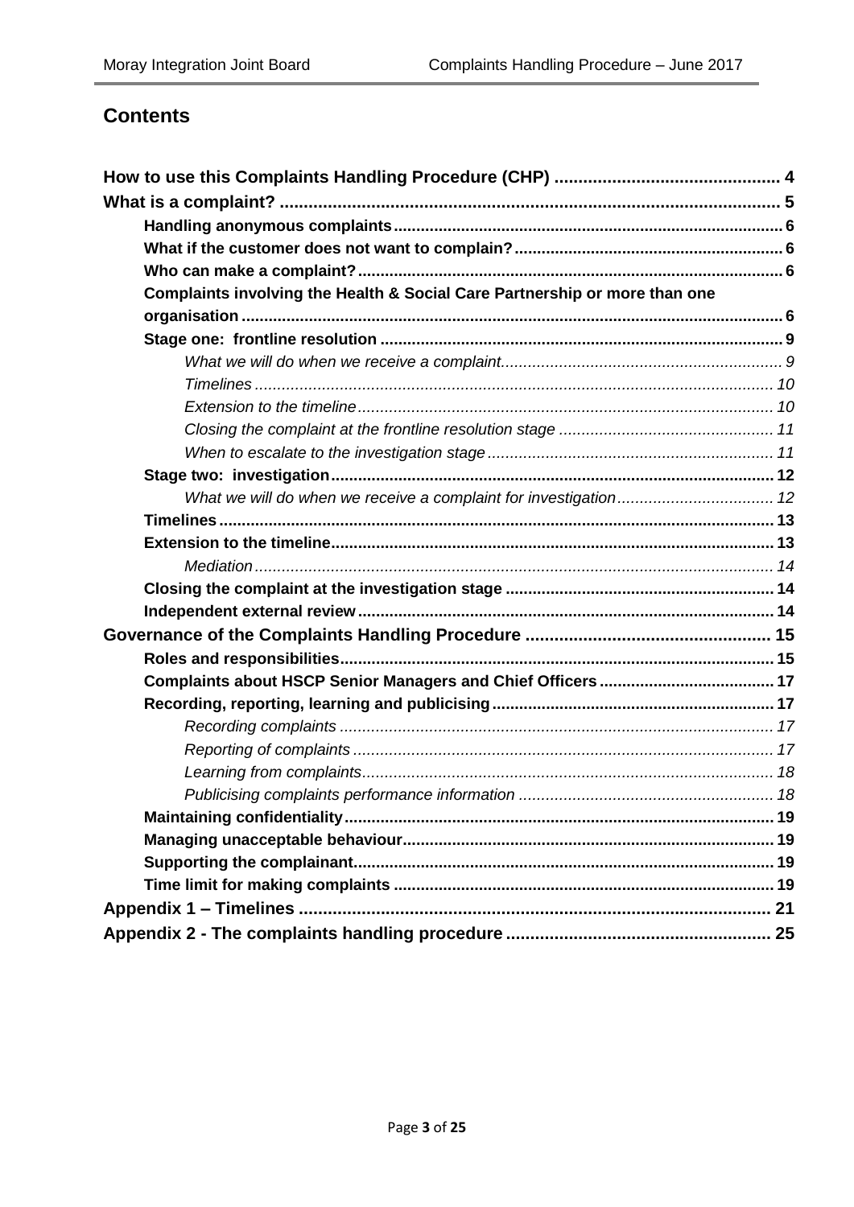## Contents

**How to use this Complaints Handling Procedure (CHP) .............................................. 4**

**What is a complaint? ....................................................................................................... 5**

- **Handling anonymous complaints ..................................................................................... 6**
- **What if the customer does not want to complain? ........................................................... 6**
- **Who can make a complaint? ............................................................................................ 6**
- **Complaints involving the Health & Social Care Partnership or more than one organisation ...................................................................................................................... 6**
- **Stage one: frontline resolution ........................................................................................ 9**
  - *What we will do when we receive a complaint .............................................................. 9*
  - *Timelines ................................................................................................................... 10*
  - *Extension to the timeline ............................................................................................ 10*
  - *Closing the complaint at the frontline resolution stage ............................................... 11*
  - *When to escalate to the investigation stage ............................................................... 11*
- **Stage two: investigation ................................................................................................ 12**
  - *What we will do when we receive a complaint for investigation ................................... 12*
- **Timelines ...................................................................................................................... 13**
- **Extension to the timeline ............................................................................................... 13**
  - *Mediation ................................................................................................................... 14*
- **Closing the complaint at the investigation stage ........................................................... 14**
- **Independent external review .......................................................................................... 14**

**Governance of the Complaints Handling Procedure ................................................... 15**

- **Roles and responsibilities ............................................................................................... 15**
- **Complaints about HSCP Senior Managers and Chief Officers ....................................... 17**
- **Recording, reporting, learning and publicising .............................................................. 17**
  - *Recording complaints ................................................................................................ 17*
  - *Reporting of complaints ............................................................................................. 17*
  - *Learning from complaints ........................................................................................... 18*
  - *Publicising complaints performance information ......................................................... 18*
- **Maintaining confidentiality .............................................................................................. 19**
- **Managing unacceptable behaviour ................................................................................. 19**
- **Supporting the complainant ............................................................................................ 19**
- **Time limit for making complaints .................................................................................... 19**

**Appendix 1 – Timelines .................................................................................................. 21**

**Appendix 2 - The complaints handling procedure ....................................................... 25**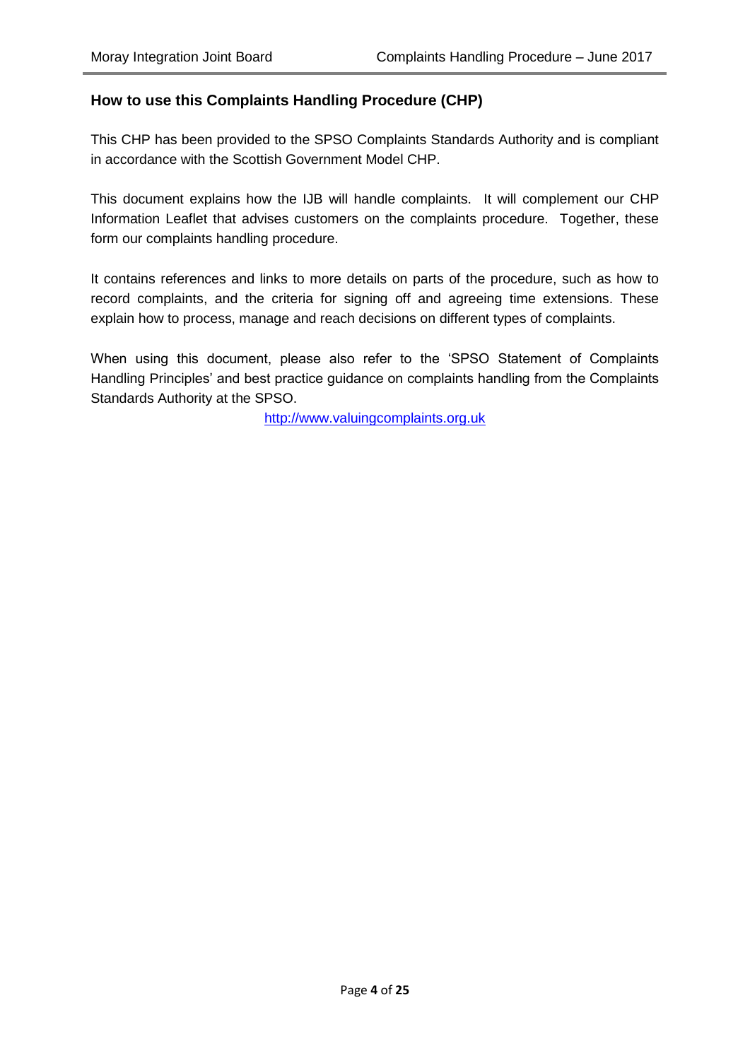## How to use this Complaints Handling Procedure (CHP)

This CHP has been provided to the SPSO Complaints Standards Authority and is compliant in accordance with the Scottish Government Model CHP.

This document explains how the IJB will handle complaints. It will complement our CHP Information Leaflet that advises customers on the complaints procedure. Together, these form our complaints handling procedure.

It contains references and links to more details on parts of the procedure, such as how to record complaints, and the criteria for signing off and agreeing time extensions. These explain how to process, manage and reach decisions on different types of complaints.

When using this document, please also refer to the 'SPSO Statement of Complaints Handling Principles' and best practice guidance on complaints handling from the Complaints Standards Authority at the SPSO.

[http://www.valuingcomplaints.org.uk](http://www.valuingcomplaints.org.uk)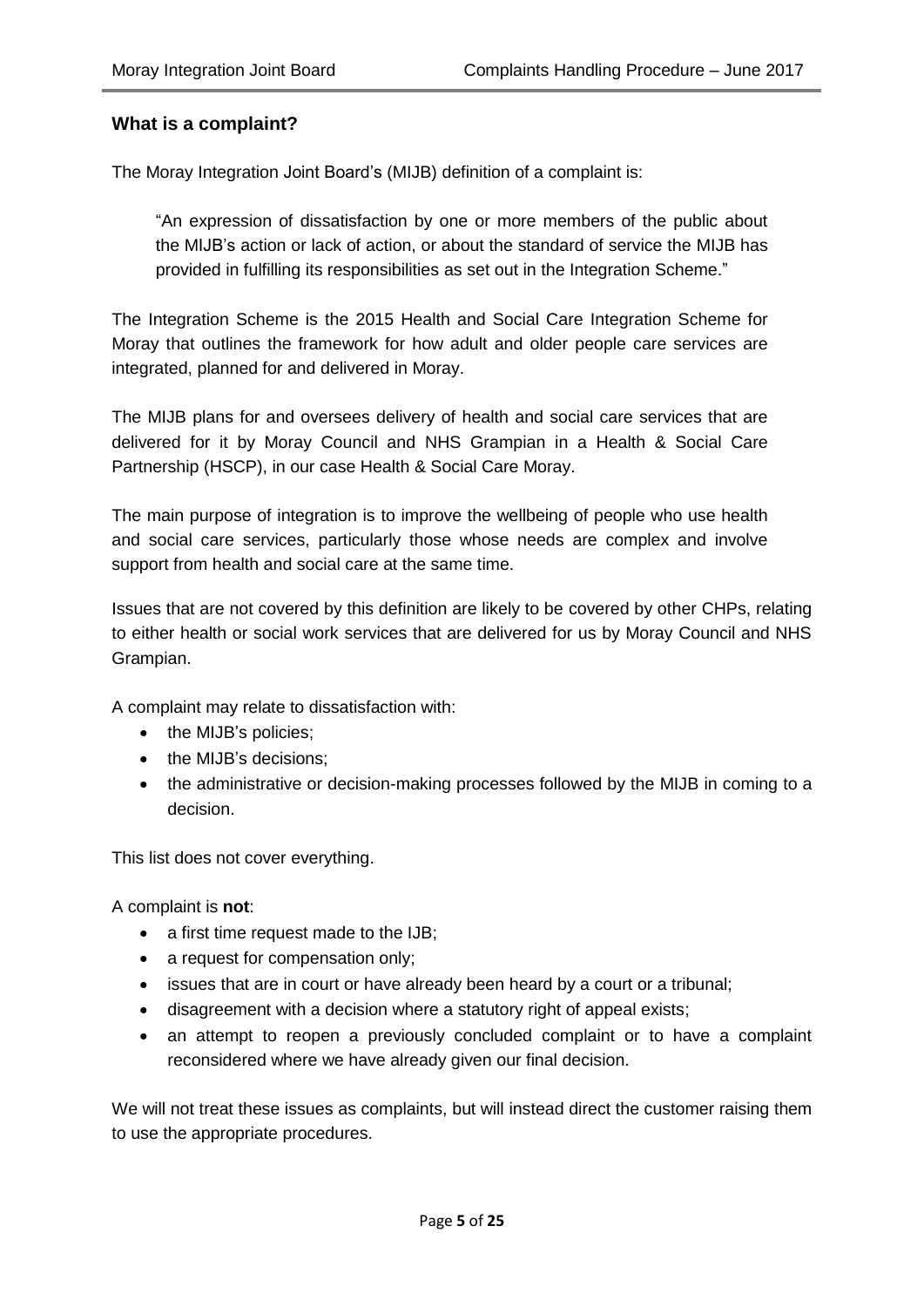## What is a complaint?

The Moray Integration Joint Board's (MIJB) definition of a complaint is:

> "An expression of dissatisfaction by one or more members of the public about the MIJB's action or lack of action, or about the standard of service the MIJB has provided in fulfilling its responsibilities as set out in the Integration Scheme."

The Integration Scheme is the 2015 Health and Social Care Integration Scheme for Moray that outlines the framework for how adult and older people care services are integrated, planned for and delivered in Moray.

The MIJB plans for and oversees delivery of health and social care services that are delivered for it by Moray Council and NHS Grampian in a Health & Social Care Partnership (HSCP), in our case Health & Social Care Moray.

The main purpose of integration is to improve the wellbeing of people who use health and social care services, particularly those whose needs are complex and involve support from health and social care at the same time.

Issues that are not covered by this definition are likely to be covered by other CHPs, relating to either health or social work services that are delivered for us by Moray Council and NHS Grampian.

A complaint may relate to dissatisfaction with:

- the MIJB's policies;
- the MIJB's decisions;
- the administrative or decision-making processes followed by the MIJB in coming to a decision.

This list does not cover everything.

A complaint is **not**:

- a first time request made to the IJB;
- a request for compensation only;
- issues that are in court or have already been heard by a court or a tribunal;
- disagreement with a decision where a statutory right of appeal exists;
- an attempt to reopen a previously concluded complaint or to have a complaint reconsidered where we have already given our final decision.

We will not treat these issues as complaints, but will instead direct the customer raising them to use the appropriate procedures.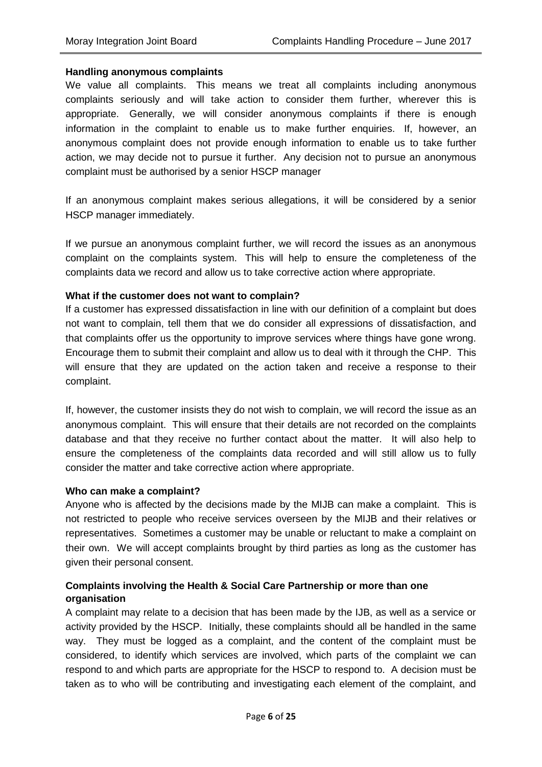**Handling anonymous complaints**

We value all complaints. This means we treat all complaints including anonymous complaints seriously and will take action to consider them further, wherever this is appropriate. Generally, we will consider anonymous complaints if there is enough information in the complaint to enable us to make further enquiries. If, however, an anonymous complaint does not provide enough information to enable us to take further action, we may decide not to pursue it further. Any decision not to pursue an anonymous complaint must be authorised by a senior HSCP manager

If an anonymous complaint makes serious allegations, it will be considered by a senior HSCP manager immediately.

If we pursue an anonymous complaint further, we will record the issues as an anonymous complaint on the complaints system. This will help to ensure the completeness of the complaints data we record and allow us to take corrective action where appropriate.

**What if the customer does not want to complain?**

If a customer has expressed dissatisfaction in line with our definition of a complaint but does not want to complain, tell them that we do consider all expressions of dissatisfaction, and that complaints offer us the opportunity to improve services where things have gone wrong. Encourage them to submit their complaint and allow us to deal with it through the CHP. This will ensure that they are updated on the action taken and receive a response to their complaint.

If, however, the customer insists they do not wish to complain, we will record the issue as an anonymous complaint. This will ensure that their details are not recorded on the complaints database and that they receive no further contact about the matter. It will also help to ensure the completeness of the complaints data recorded and will still allow us to fully consider the matter and take corrective action where appropriate.

**Who can make a complaint?**

Anyone who is affected by the decisions made by the MIJB can make a complaint. This is not restricted to people who receive services overseen by the MIJB and their relatives or representatives. Sometimes a customer may be unable or reluctant to make a complaint on their own. We will accept complaints brought by third parties as long as the customer has given their personal consent.

**Complaints involving the Health & Social Care Partnership or more than one organisation**

A complaint may relate to a decision that has been made by the IJB, as well as a service or activity provided by the HSCP. Initially, these complaints should all be handled in the same way. They must be logged as a complaint, and the content of the complaint must be considered, to identify which services are involved, which parts of the complaint we can respond to and which parts are appropriate for the HSCP to respond to. A decision must be taken as to who will be contributing and investigating each element of the complaint, and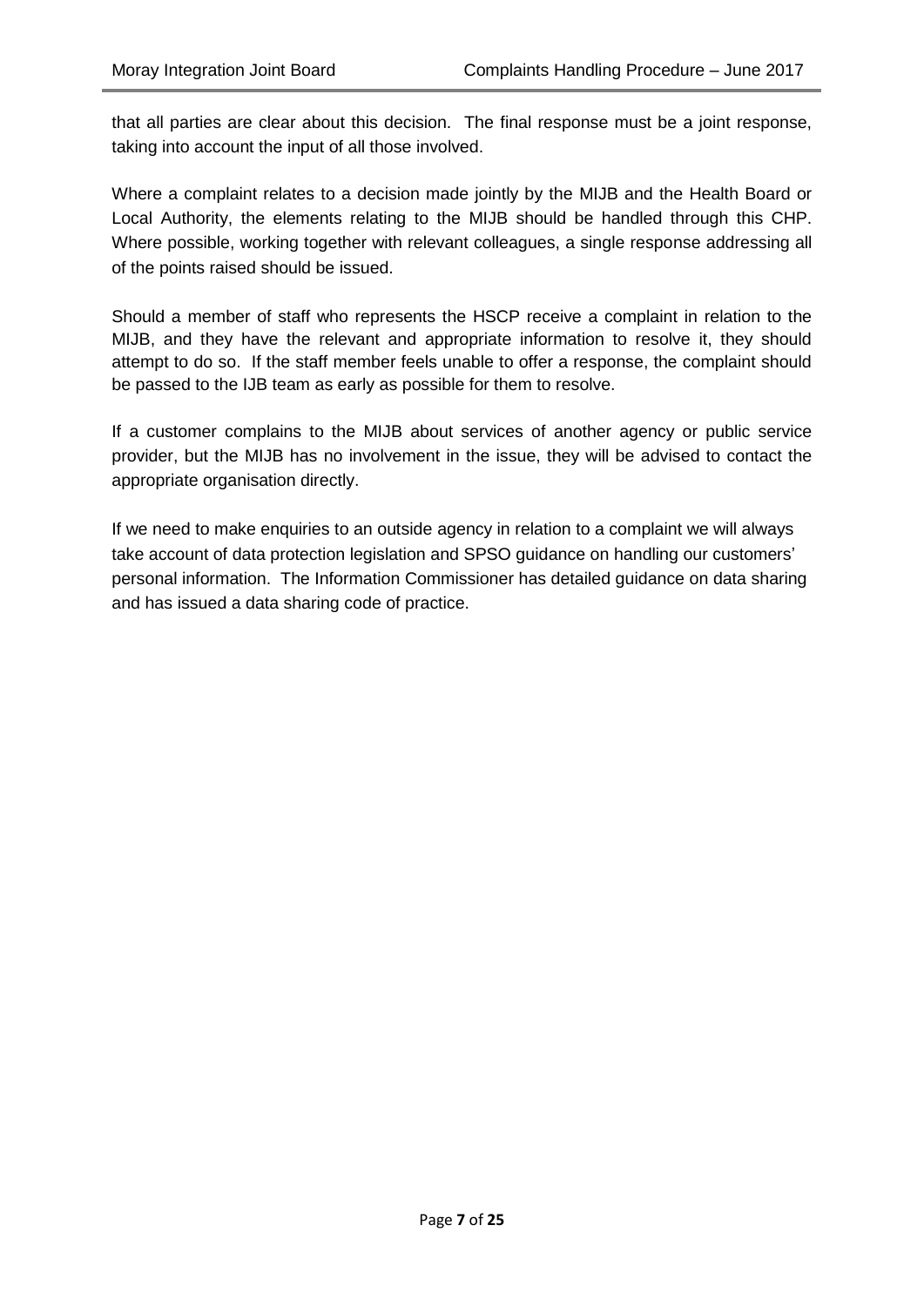that all parties are clear about this decision. The final response must be a joint response, taking into account the input of all those involved.

Where a complaint relates to a decision made jointly by the MIJB and the Health Board or Local Authority, the elements relating to the MIJB should be handled through this CHP. Where possible, working together with relevant colleagues, a single response addressing all of the points raised should be issued.

Should a member of staff who represents the HSCP receive a complaint in relation to the MIJB, and they have the relevant and appropriate information to resolve it, they should attempt to do so. If the staff member feels unable to offer a response, the complaint should be passed to the IJB team as early as possible for them to resolve.

If a customer complains to the MIJB about services of another agency or public service provider, but the MIJB has no involvement in the issue, they will be advised to contact the appropriate organisation directly.

If we need to make enquiries to an outside agency in relation to a complaint we will always take account of data protection legislation and SPSO guidance on handling our customers' personal information. The Information Commissioner has detailed guidance on data sharing and has issued a data sharing code of practice.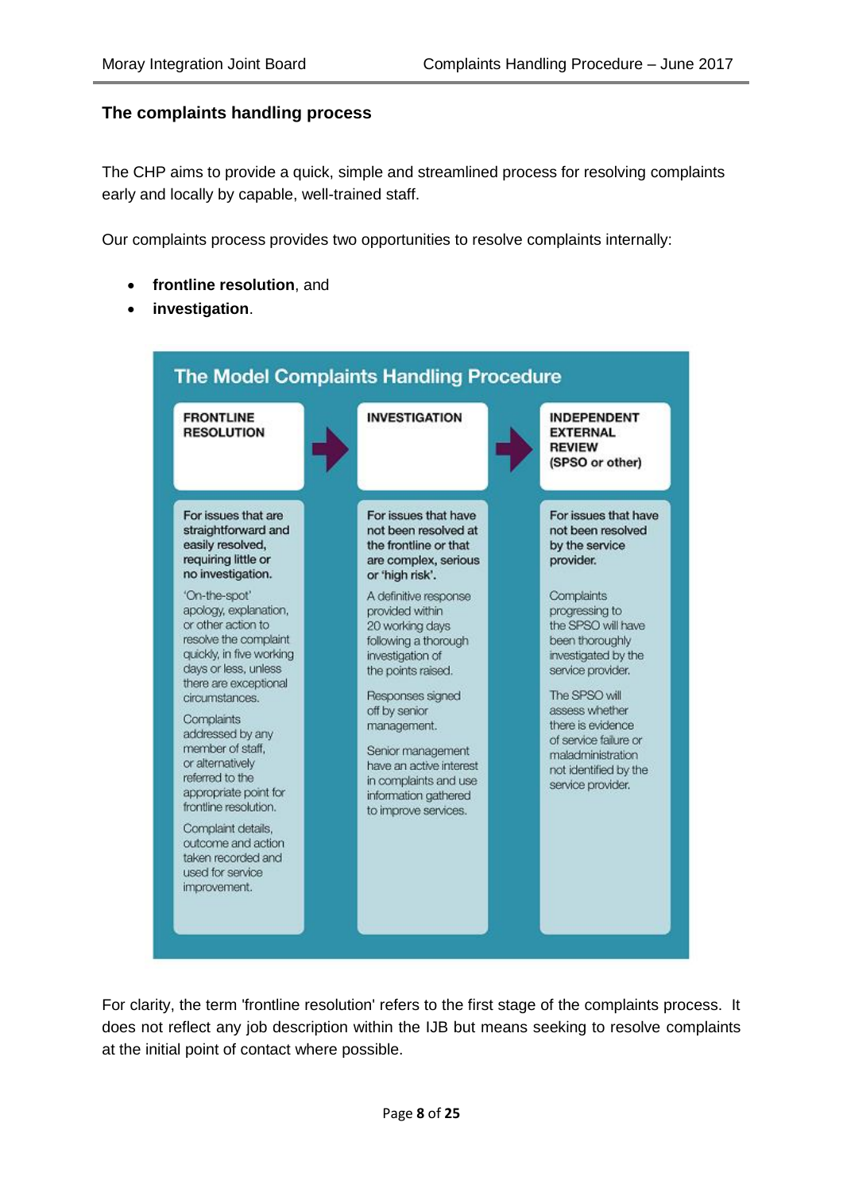## The complaints handling process

The CHP aims to provide a quick, simple and streamlined process for resolving complaints early and locally by capable, well-trained staff.

Our complaints process provides two opportunities to resolve complaints internally:

- **frontline resolution**, and
- **investigation**.

### The Model Complaints Handling Procedure

| FRONTLINE RESOLUTION | INVESTIGATION | INDEPENDENT EXTERNAL REVIEW (SPSO or other) |
|---|---|---|
| **For issues that are straightforward and easily resolved, requiring little or no investigation.** | **For issues that have not been resolved at the frontline or that are complex, serious or 'high risk'.** | **For issues that have not been resolved by the service provider.** |
| 'On-the-spot' apology, explanation, or other action to resolve the complaint quickly, in five working days or less, unless there are exceptional circumstances. | A definitive response provided within 20 working days following a thorough investigation of the points raised. | Complaints progressing to the SPSO will have been thoroughly investigated by the service provider. |
| Complaints addressed by any member of staff, or alternatively referred to the appropriate point for frontline resolution. | Responses signed off by senior management. | The SPSO will assess whether there is evidence of service failure or maladministration not identified by the service provider. |
| Complaint details, outcome and action taken recorded and used for service improvement. | Senior management have an active interest in complaints and use information gathered to improve services. | |

For clarity, the term 'frontline resolution' refers to the first stage of the complaints process. It does not reflect any job description within the IJB but means seeking to resolve complaints at the initial point of contact where possible.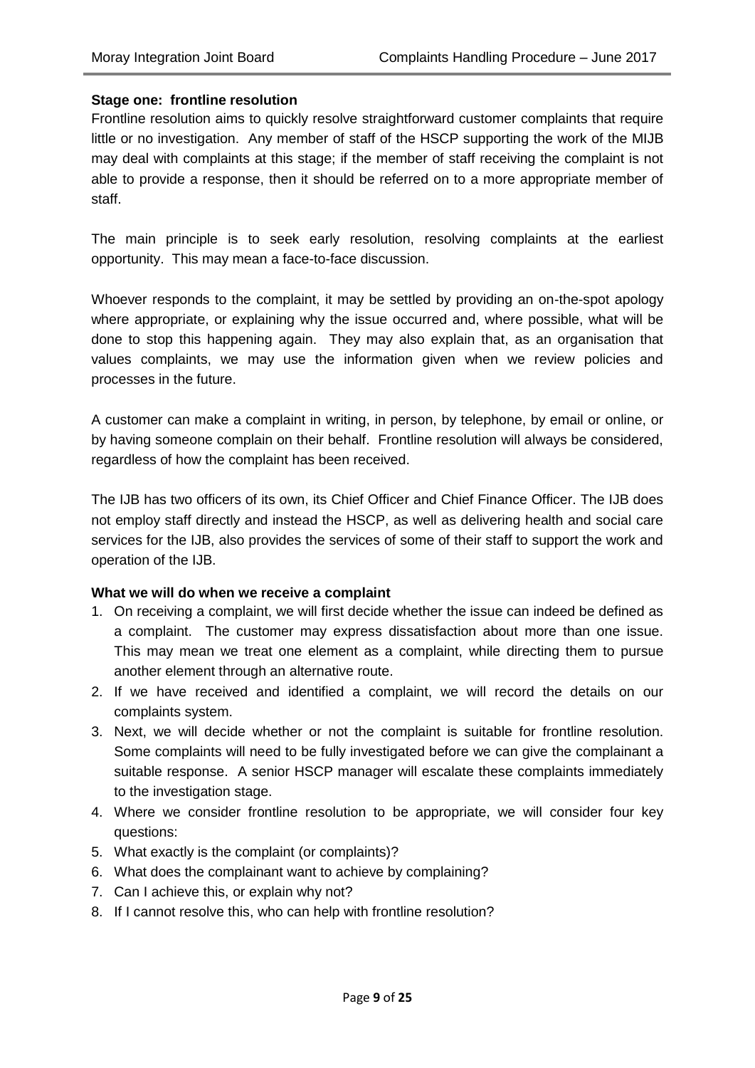**Stage one: frontline resolution**

Frontline resolution aims to quickly resolve straightforward customer complaints that require little or no investigation. Any member of staff of the HSCP supporting the work of the MIJB may deal with complaints at this stage; if the member of staff receiving the complaint is not able to provide a response, then it should be referred on to a more appropriate member of staff.

The main principle is to seek early resolution, resolving complaints at the earliest opportunity. This may mean a face-to-face discussion.

Whoever responds to the complaint, it may be settled by providing an on-the-spot apology where appropriate, or explaining why the issue occurred and, where possible, what will be done to stop this happening again. They may also explain that, as an organisation that values complaints, we may use the information given when we review policies and processes in the future.

A customer can make a complaint in writing, in person, by telephone, by email or online, or by having someone complain on their behalf. Frontline resolution will always be considered, regardless of how the complaint has been received.

The IJB has two officers of its own, its Chief Officer and Chief Finance Officer. The IJB does not employ staff directly and instead the HSCP, as well as delivering health and social care services for the IJB, also provides the services of some of their staff to support the work and operation of the IJB.

**What we will do when we receive a complaint**

1. On receiving a complaint, we will first decide whether the issue can indeed be defined as a complaint. The customer may express dissatisfaction about more than one issue. This may mean we treat one element as a complaint, while directing them to pursue another element through an alternative route.
2. If we have received and identified a complaint, we will record the details on our complaints system.
3. Next, we will decide whether or not the complaint is suitable for frontline resolution. Some complaints will need to be fully investigated before we can give the complainant a suitable response. A senior HSCP manager will escalate these complaints immediately to the investigation stage.
4. Where we consider frontline resolution to be appropriate, we will consider four key questions:
5. What exactly is the complaint (or complaints)?
6. What does the complainant want to achieve by complaining?
7. Can I achieve this, or explain why not?
8. If I cannot resolve this, who can help with frontline resolution?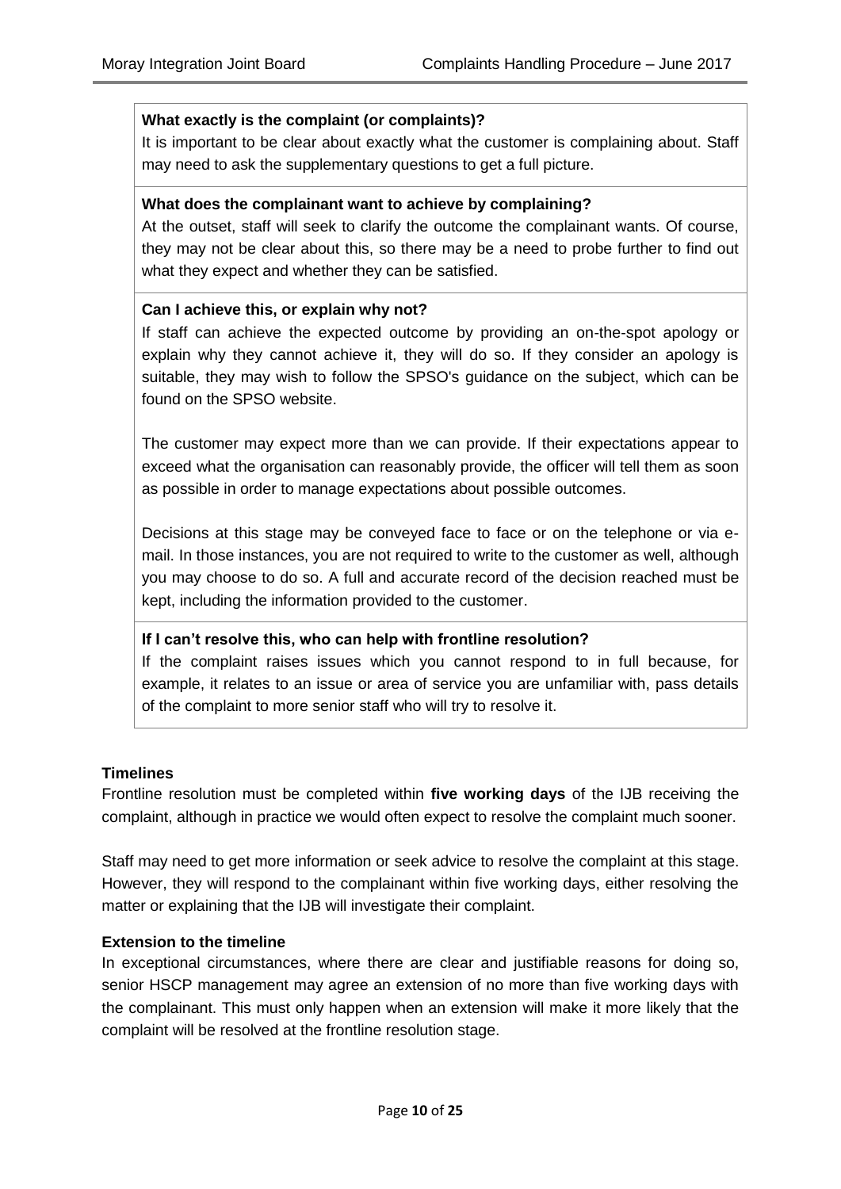**What exactly is the complaint (or complaints)?**

It is important to be clear about exactly what the customer is complaining about. Staff may need to ask the supplementary questions to get a full picture.

**What does the complainant want to achieve by complaining?**

At the outset, staff will seek to clarify the outcome the complainant wants. Of course, they may not be clear about this, so there may be a need to probe further to find out what they expect and whether they can be satisfied.

**Can I achieve this, or explain why not?**

If staff can achieve the expected outcome by providing an on-the-spot apology or explain why they cannot achieve it, they will do so. If they consider an apology is suitable, they may wish to follow the SPSO's guidance on the subject, which can be found on the SPSO website.

The customer may expect more than we can provide. If their expectations appear to exceed what the organisation can reasonably provide, the officer will tell them as soon as possible in order to manage expectations about possible outcomes.

Decisions at this stage may be conveyed face to face or on the telephone or via e-mail. In those instances, you are not required to write to the customer as well, although you may choose to do so. A full and accurate record of the decision reached must be kept, including the information provided to the customer.

**If I can't resolve this, who can help with frontline resolution?**

If the complaint raises issues which you cannot respond to in full because, for example, it relates to an issue or area of service you are unfamiliar with, pass details of the complaint to more senior staff who will try to resolve it.

### Timelines

Frontline resolution must be completed within **five working days** of the IJB receiving the complaint, although in practice we would often expect to resolve the complaint much sooner.

Staff may need to get more information or seek advice to resolve the complaint at this stage. However, they will respond to the complainant within five working days, either resolving the matter or explaining that the IJB will investigate their complaint.

### Extension to the timeline

In exceptional circumstances, where there are clear and justifiable reasons for doing so, senior HSCP management may agree an extension of no more than five working days with the complainant. This must only happen when an extension will make it more likely that the complaint will be resolved at the frontline resolution stage.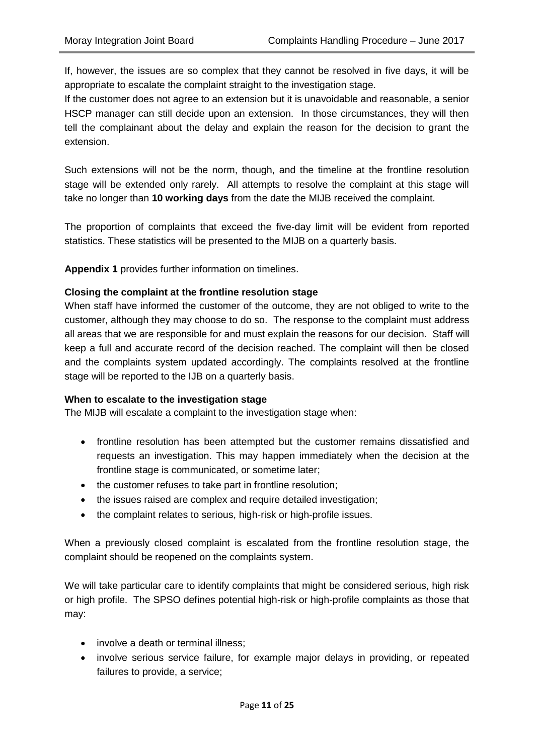If, however, the issues are so complex that they cannot be resolved in five days, it will be appropriate to escalate the complaint straight to the investigation stage.
If the customer does not agree to an extension but it is unavoidable and reasonable, a senior HSCP manager can still decide upon an extension. In those circumstances, they will then tell the complainant about the delay and explain the reason for the decision to grant the extension.

Such extensions will not be the norm, though, and the timeline at the frontline resolution stage will be extended only rarely. All attempts to resolve the complaint at this stage will take no longer than **10 working days** from the date the MIJB received the complaint.

The proportion of complaints that exceed the five-day limit will be evident from reported statistics. These statistics will be presented to the MIJB on a quarterly basis.

**Appendix 1** provides further information on timelines.

**Closing the complaint at the frontline resolution stage**

When staff have informed the customer of the outcome, they are not obliged to write to the customer, although they may choose to do so. The response to the complaint must address all areas that we are responsible for and must explain the reasons for our decision. Staff will keep a full and accurate record of the decision reached. The complaint will then be closed and the complaints system updated accordingly. The complaints resolved at the frontline stage will be reported to the IJB on a quarterly basis.

**When to escalate to the investigation stage**

The MIJB will escalate a complaint to the investigation stage when:

- frontline resolution has been attempted but the customer remains dissatisfied and requests an investigation. This may happen immediately when the decision at the frontline stage is communicated, or sometime later;
- the customer refuses to take part in frontline resolution;
- the issues raised are complex and require detailed investigation;
- the complaint relates to serious, high-risk or high-profile issues.

When a previously closed complaint is escalated from the frontline resolution stage, the complaint should be reopened on the complaints system.

We will take particular care to identify complaints that might be considered serious, high risk or high profile. The SPSO defines potential high-risk or high-profile complaints as those that may:

- involve a death or terminal illness;
- involve serious service failure, for example major delays in providing, or repeated failures to provide, a service;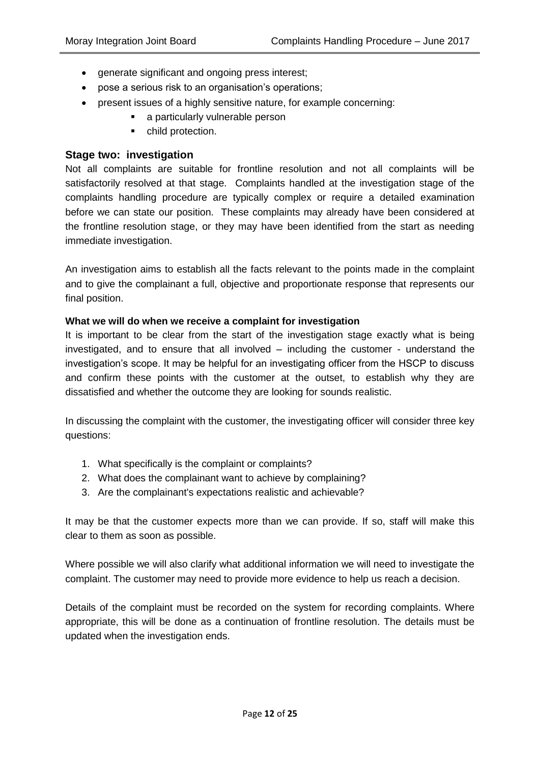- generate significant and ongoing press interest;
- pose a serious risk to an organisation's operations;
- present issues of a highly sensitive nature, for example concerning:
  - a particularly vulnerable person
  - child protection.

## Stage two: investigation

Not all complaints are suitable for frontline resolution and not all complaints will be satisfactorily resolved at that stage. Complaints handled at the investigation stage of the complaints handling procedure are typically complex or require a detailed examination before we can state our position. These complaints may already have been considered at the frontline resolution stage, or they may have been identified from the start as needing immediate investigation.

An investigation aims to establish all the facts relevant to the points made in the complaint and to give the complainant a full, objective and proportionate response that represents our final position.

### What we will do when we receive a complaint for investigation

It is important to be clear from the start of the investigation stage exactly what is being investigated, and to ensure that all involved – including the customer - understand the investigation's scope. It may be helpful for an investigating officer from the HSCP to discuss and confirm these points with the customer at the outset, to establish why they are dissatisfied and whether the outcome they are looking for sounds realistic.

In discussing the complaint with the customer, the investigating officer will consider three key questions:

1. What specifically is the complaint or complaints?
2. What does the complainant want to achieve by complaining?
3. Are the complainant's expectations realistic and achievable?

It may be that the customer expects more than we can provide. If so, staff will make this clear to them as soon as possible.

Where possible we will also clarify what additional information we will need to investigate the complaint. The customer may need to provide more evidence to help us reach a decision.

Details of the complaint must be recorded on the system for recording complaints. Where appropriate, this will be done as a continuation of frontline resolution. The details must be updated when the investigation ends.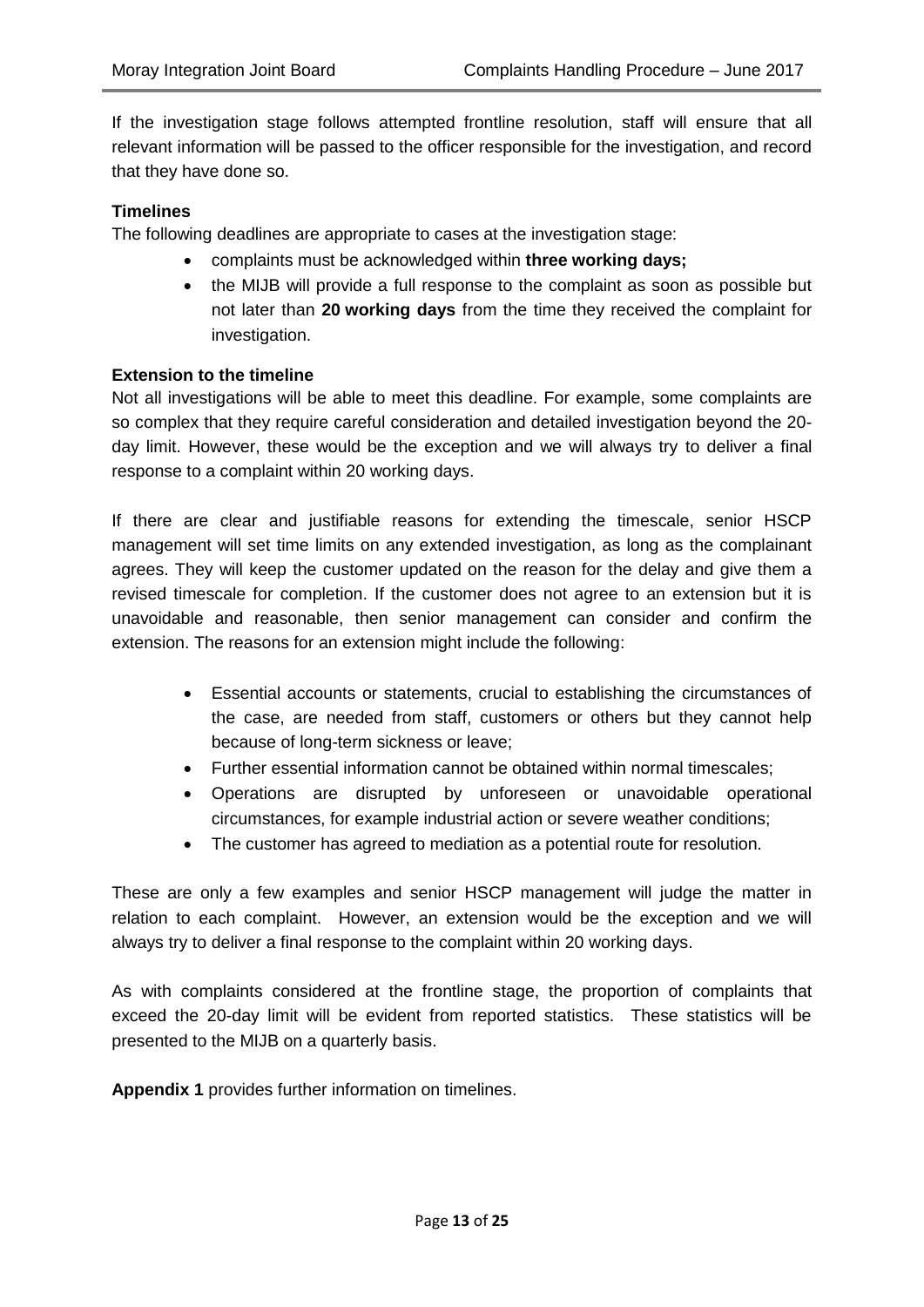If the investigation stage follows attempted frontline resolution, staff will ensure that all relevant information will be passed to the officer responsible for the investigation, and record that they have done so.

**Timelines**

The following deadlines are appropriate to cases at the investigation stage:

- complaints must be acknowledged within **three working days;**
- the MIJB will provide a full response to the complaint as soon as possible but not later than **20 working days** from the time they received the complaint for investigation.

**Extension to the timeline**

Not all investigations will be able to meet this deadline. For example, some complaints are so complex that they require careful consideration and detailed investigation beyond the 20-day limit. However, these would be the exception and we will always try to deliver a final response to a complaint within 20 working days.

If there are clear and justifiable reasons for extending the timescale, senior HSCP management will set time limits on any extended investigation, as long as the complainant agrees. They will keep the customer updated on the reason for the delay and give them a revised timescale for completion. If the customer does not agree to an extension but it is unavoidable and reasonable, then senior management can consider and confirm the extension. The reasons for an extension might include the following:

- Essential accounts or statements, crucial to establishing the circumstances of the case, are needed from staff, customers or others but they cannot help because of long-term sickness or leave;
- Further essential information cannot be obtained within normal timescales;
- Operations are disrupted by unforeseen or unavoidable operational circumstances, for example industrial action or severe weather conditions;
- The customer has agreed to mediation as a potential route for resolution.

These are only a few examples and senior HSCP management will judge the matter in relation to each complaint. However, an extension would be the exception and we will always try to deliver a final response to the complaint within 20 working days.

As with complaints considered at the frontline stage, the proportion of complaints that exceed the 20-day limit will be evident from reported statistics. These statistics will be presented to the MIJB on a quarterly basis.

**Appendix 1** provides further information on timelines.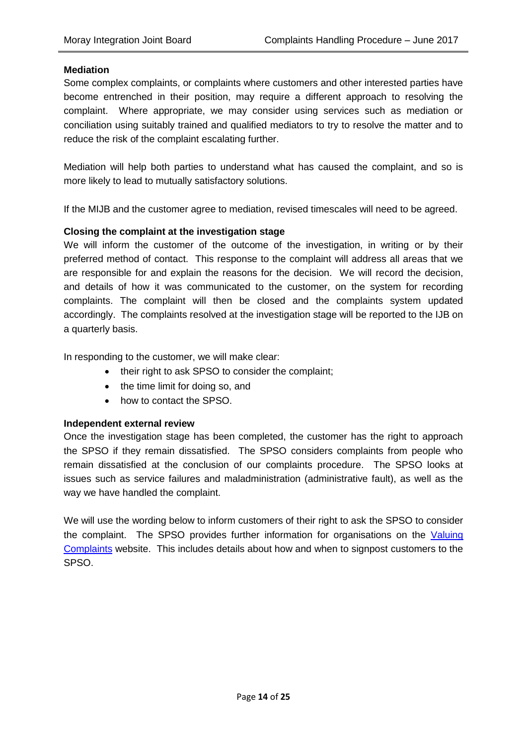**Mediation**

Some complex complaints, or complaints where customers and other interested parties have become entrenched in their position, may require a different approach to resolving the complaint. Where appropriate, we may consider using services such as mediation or conciliation using suitably trained and qualified mediators to try to resolve the matter and to reduce the risk of the complaint escalating further.

Mediation will help both parties to understand what has caused the complaint, and so is more likely to lead to mutually satisfactory solutions.

If the MIJB and the customer agree to mediation, revised timescales will need to be agreed.

**Closing the complaint at the investigation stage**

We will inform the customer of the outcome of the investigation, in writing or by their preferred method of contact. This response to the complaint will address all areas that we are responsible for and explain the reasons for the decision. We will record the decision, and details of how it was communicated to the customer, on the system for recording complaints. The complaint will then be closed and the complaints system updated accordingly. The complaints resolved at the investigation stage will be reported to the IJB on a quarterly basis.

In responding to the customer, we will make clear:

- their right to ask SPSO to consider the complaint;
- the time limit for doing so, and
- how to contact the SPSO.

**Independent external review**

Once the investigation stage has been completed, the customer has the right to approach the SPSO if they remain dissatisfied. The SPSO considers complaints from people who remain dissatisfied at the conclusion of our complaints procedure. The SPSO looks at issues such as service failures and maladministration (administrative fault), as well as the way we have handled the complaint.

We will use the wording below to inform customers of their right to ask the SPSO to consider the complaint. The SPSO provides further information for organisations on the Valuing Complaints website. This includes details about how and when to signpost customers to the SPSO.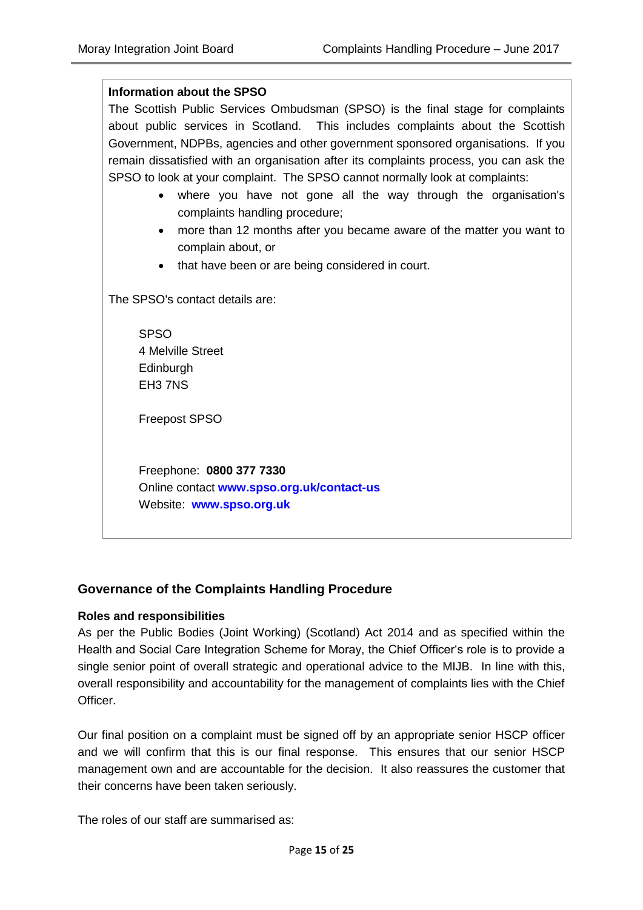**Information about the SPSO**

The Scottish Public Services Ombudsman (SPSO) is the final stage for complaints about public services in Scotland. This includes complaints about the Scottish Government, NDPBs, agencies and other government sponsored organisations. If you remain dissatisfied with an organisation after its complaints process, you can ask the SPSO to look at your complaint. The SPSO cannot normally look at complaints:

- where you have not gone all the way through the organisation's complaints handling procedure;
- more than 12 months after you became aware of the matter you want to complain about, or
- that have been or are being considered in court.

The SPSO's contact details are:

SPSO
4 Melville Street
Edinburgh
EH3 7NS

Freepost SPSO

Freephone: **0800 377 7330**
Online contact **www.spso.org.uk/contact-us**
Website: **www.spso.org.uk**

## Governance of the Complaints Handling Procedure

### Roles and responsibilities

As per the Public Bodies (Joint Working) (Scotland) Act 2014 and as specified within the Health and Social Care Integration Scheme for Moray, the Chief Officer's role is to provide a single senior point of overall strategic and operational advice to the MIJB. In line with this, overall responsibility and accountability for the management of complaints lies with the Chief Officer.

Our final position on a complaint must be signed off by an appropriate senior HSCP officer and we will confirm that this is our final response. This ensures that our senior HSCP management own and are accountable for the decision. It also reassures the customer that their concerns have been taken seriously.

The roles of our staff are summarised as: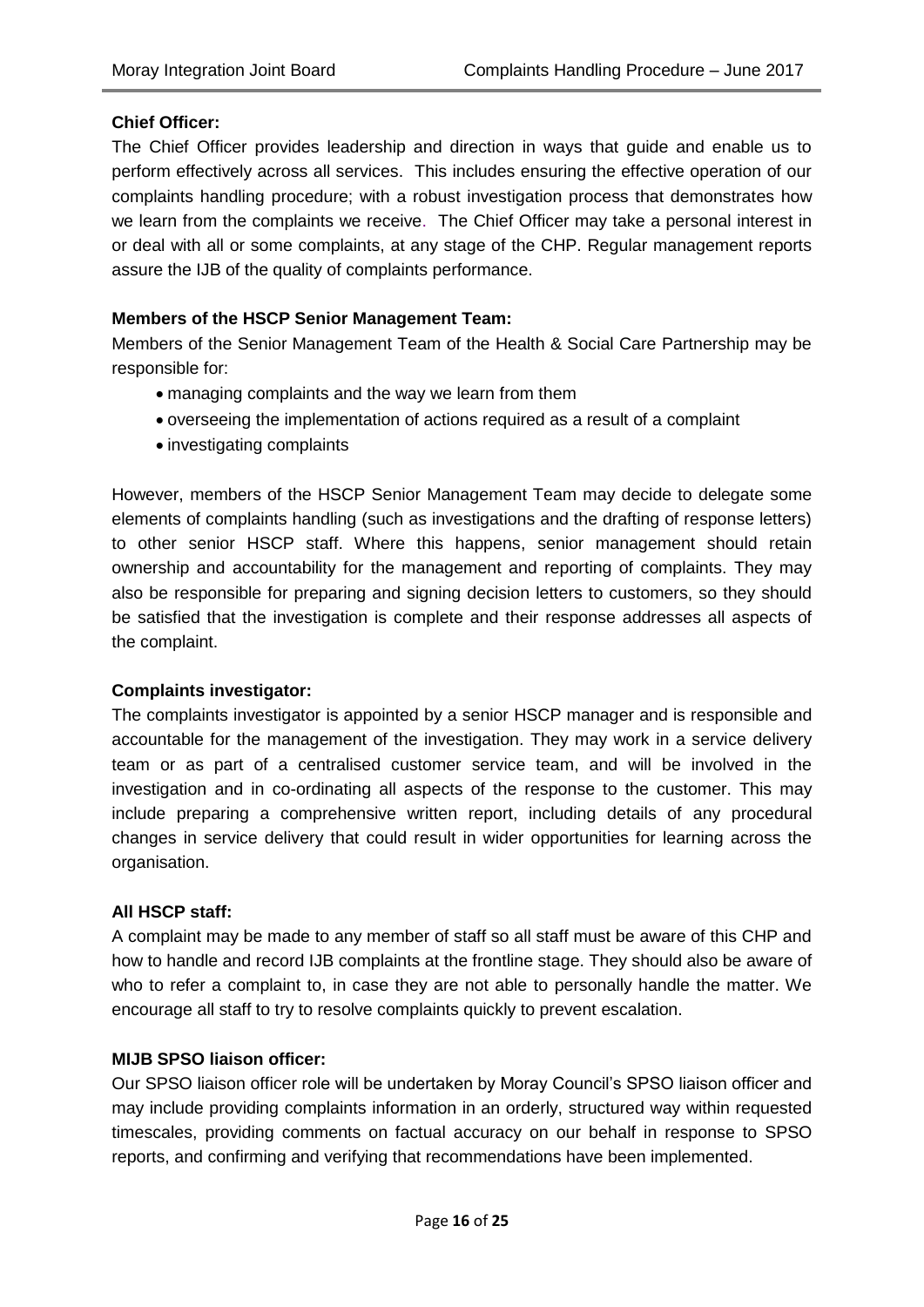**Chief Officer:**

The Chief Officer provides leadership and direction in ways that guide and enable us to perform effectively across all services. This includes ensuring the effective operation of our complaints handling procedure; with a robust investigation process that demonstrates how we learn from the complaints we receive. The Chief Officer may take a personal interest in or deal with all or some complaints, at any stage of the CHP. Regular management reports assure the IJB of the quality of complaints performance.

**Members of the HSCP Senior Management Team:**

Members of the Senior Management Team of the Health & Social Care Partnership may be responsible for:

- managing complaints and the way we learn from them
- overseeing the implementation of actions required as a result of a complaint
- investigating complaints

However, members of the HSCP Senior Management Team may decide to delegate some elements of complaints handling (such as investigations and the drafting of response letters) to other senior HSCP staff. Where this happens, senior management should retain ownership and accountability for the management and reporting of complaints. They may also be responsible for preparing and signing decision letters to customers, so they should be satisfied that the investigation is complete and their response addresses all aspects of the complaint.

**Complaints investigator:**

The complaints investigator is appointed by a senior HSCP manager and is responsible and accountable for the management of the investigation. They may work in a service delivery team or as part of a centralised customer service team, and will be involved in the investigation and in co-ordinating all aspects of the response to the customer. This may include preparing a comprehensive written report, including details of any procedural changes in service delivery that could result in wider opportunities for learning across the organisation.

**All HSCP staff:**

A complaint may be made to any member of staff so all staff must be aware of this CHP and how to handle and record IJB complaints at the frontline stage. They should also be aware of who to refer a complaint to, in case they are not able to personally handle the matter. We encourage all staff to try to resolve complaints quickly to prevent escalation.

**MIJB SPSO liaison officer:**

Our SPSO liaison officer role will be undertaken by Moray Council's SPSO liaison officer and may include providing complaints information in an orderly, structured way within requested timescales, providing comments on factual accuracy on our behalf in response to SPSO reports, and confirming and verifying that recommendations have been implemented.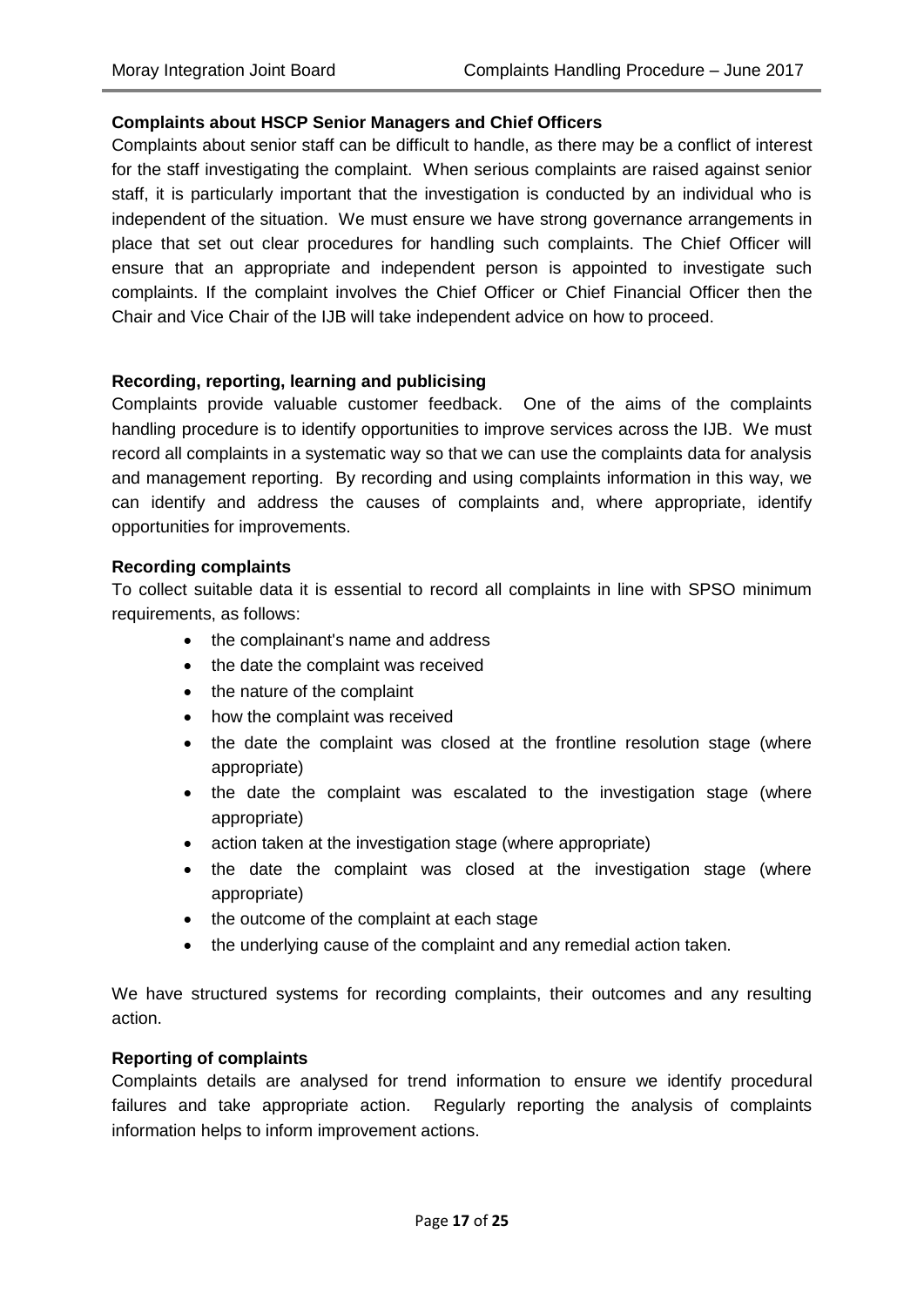### Complaints about HSCP Senior Managers and Chief Officers

Complaints about senior staff can be difficult to handle, as there may be a conflict of interest for the staff investigating the complaint. When serious complaints are raised against senior staff, it is particularly important that the investigation is conducted by an individual who is independent of the situation. We must ensure we have strong governance arrangements in place that set out clear procedures for handling such complaints. The Chief Officer will ensure that an appropriate and independent person is appointed to investigate such complaints. If the complaint involves the Chief Officer or Chief Financial Officer then the Chair and Vice Chair of the IJB will take independent advice on how to proceed.

### Recording, reporting, learning and publicising

Complaints provide valuable customer feedback. One of the aims of the complaints handling procedure is to identify opportunities to improve services across the IJB. We must record all complaints in a systematic way so that we can use the complaints data for analysis and management reporting. By recording and using complaints information in this way, we can identify and address the causes of complaints and, where appropriate, identify opportunities for improvements.

### Recording complaints

To collect suitable data it is essential to record all complaints in line with SPSO minimum requirements, as follows:

- the complainant's name and address
- the date the complaint was received
- the nature of the complaint
- how the complaint was received
- the date the complaint was closed at the frontline resolution stage (where appropriate)
- the date the complaint was escalated to the investigation stage (where appropriate)
- action taken at the investigation stage (where appropriate)
- the date the complaint was closed at the investigation stage (where appropriate)
- the outcome of the complaint at each stage
- the underlying cause of the complaint and any remedial action taken.

We have structured systems for recording complaints, their outcomes and any resulting action.

### Reporting of complaints

Complaints details are analysed for trend information to ensure we identify procedural failures and take appropriate action. Regularly reporting the analysis of complaints information helps to inform improvement actions.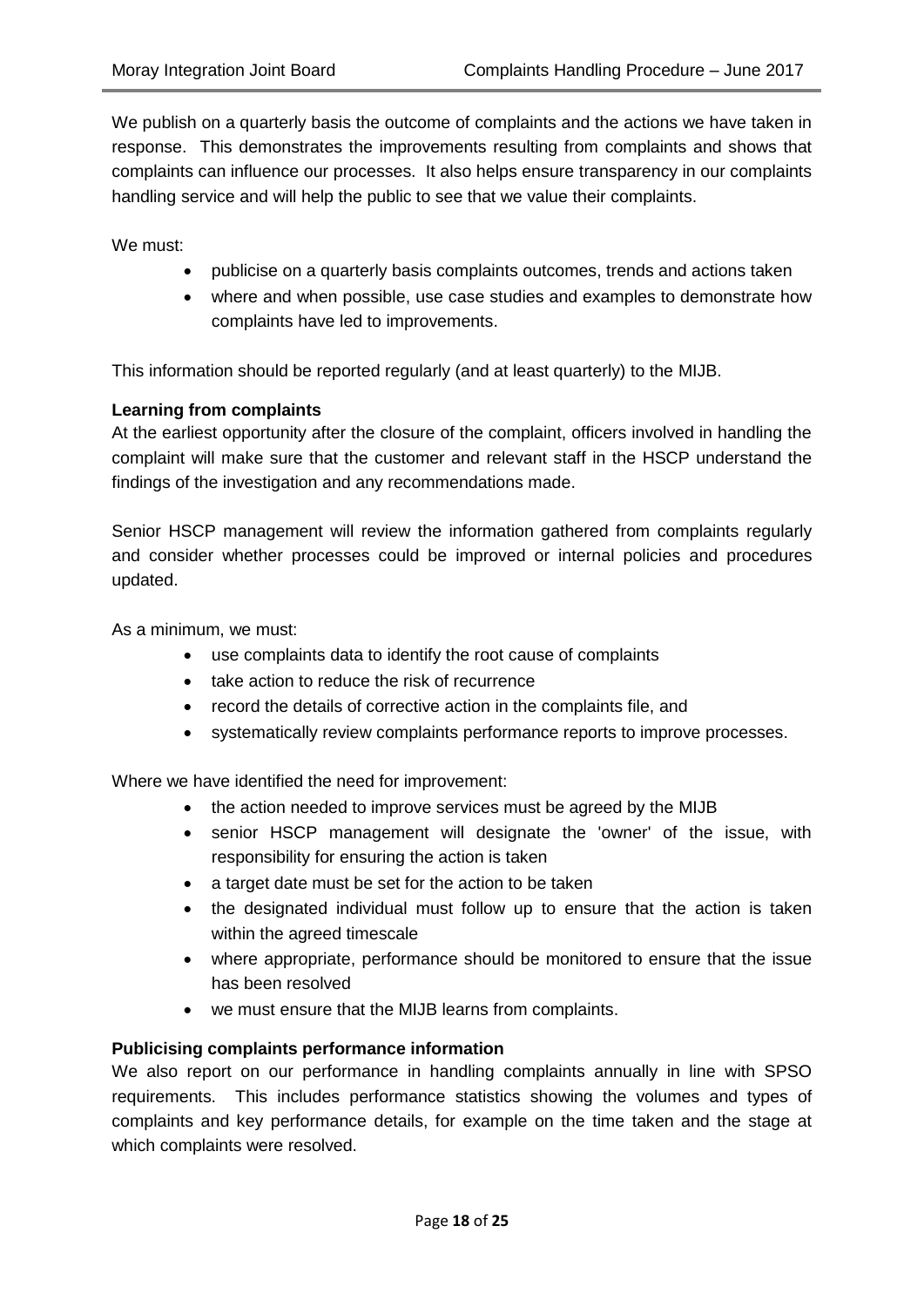We publish on a quarterly basis the outcome of complaints and the actions we have taken in response. This demonstrates the improvements resulting from complaints and shows that complaints can influence our processes. It also helps ensure transparency in our complaints handling service and will help the public to see that we value their complaints.

We must:

- publicise on a quarterly basis complaints outcomes, trends and actions taken
- where and when possible, use case studies and examples to demonstrate how complaints have led to improvements.

This information should be reported regularly (and at least quarterly) to the MIJB.

**Learning from complaints**

At the earliest opportunity after the closure of the complaint, officers involved in handling the complaint will make sure that the customer and relevant staff in the HSCP understand the findings of the investigation and any recommendations made.

Senior HSCP management will review the information gathered from complaints regularly and consider whether processes could be improved or internal policies and procedures updated.

As a minimum, we must:

- use complaints data to identify the root cause of complaints
- take action to reduce the risk of recurrence
- record the details of corrective action in the complaints file, and
- systematically review complaints performance reports to improve processes.

Where we have identified the need for improvement:

- the action needed to improve services must be agreed by the MIJB
- senior HSCP management will designate the 'owner' of the issue, with responsibility for ensuring the action is taken
- a target date must be set for the action to be taken
- the designated individual must follow up to ensure that the action is taken within the agreed timescale
- where appropriate, performance should be monitored to ensure that the issue has been resolved
- we must ensure that the MIJB learns from complaints.

**Publicising complaints performance information**

We also report on our performance in handling complaints annually in line with SPSO requirements. This includes performance statistics showing the volumes and types of complaints and key performance details, for example on the time taken and the stage at which complaints were resolved.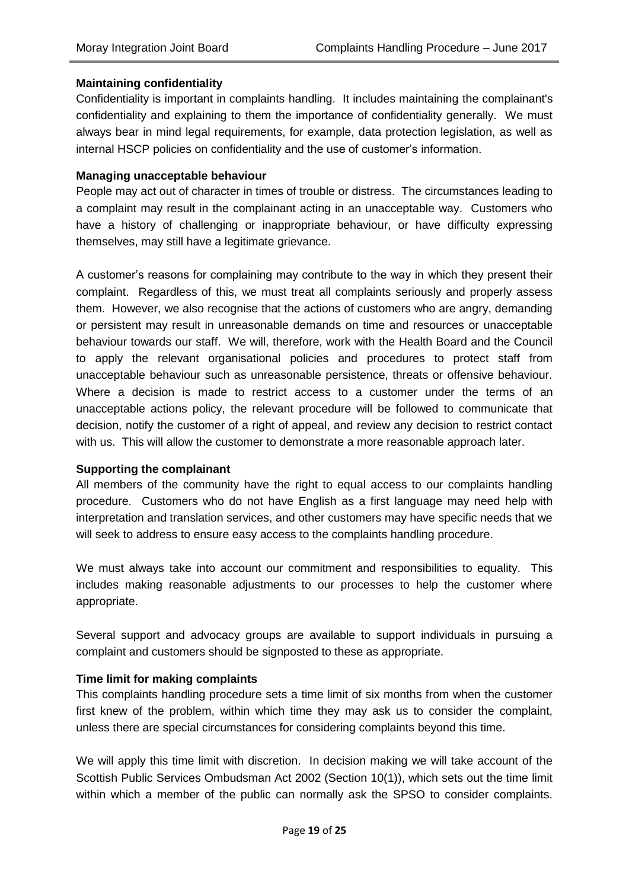**Maintaining confidentiality**

Confidentiality is important in complaints handling. It includes maintaining the complainant's confidentiality and explaining to them the importance of confidentiality generally. We must always bear in mind legal requirements, for example, data protection legislation, as well as internal HSCP policies on confidentiality and the use of customer's information.

**Managing unacceptable behaviour**

People may act out of character in times of trouble or distress. The circumstances leading to a complaint may result in the complainant acting in an unacceptable way. Customers who have a history of challenging or inappropriate behaviour, or have difficulty expressing themselves, may still have a legitimate grievance.

A customer's reasons for complaining may contribute to the way in which they present their complaint. Regardless of this, we must treat all complaints seriously and properly assess them. However, we also recognise that the actions of customers who are angry, demanding or persistent may result in unreasonable demands on time and resources or unacceptable behaviour towards our staff. We will, therefore, work with the Health Board and the Council to apply the relevant organisational policies and procedures to protect staff from unacceptable behaviour such as unreasonable persistence, threats or offensive behaviour. Where a decision is made to restrict access to a customer under the terms of an unacceptable actions policy, the relevant procedure will be followed to communicate that decision, notify the customer of a right of appeal, and review any decision to restrict contact with us. This will allow the customer to demonstrate a more reasonable approach later.

**Supporting the complainant**

All members of the community have the right to equal access to our complaints handling procedure. Customers who do not have English as a first language may need help with interpretation and translation services, and other customers may have specific needs that we will seek to address to ensure easy access to the complaints handling procedure.

We must always take into account our commitment and responsibilities to equality. This includes making reasonable adjustments to our processes to help the customer where appropriate.

Several support and advocacy groups are available to support individuals in pursuing a complaint and customers should be signposted to these as appropriate.

**Time limit for making complaints**

This complaints handling procedure sets a time limit of six months from when the customer first knew of the problem, within which time they may ask us to consider the complaint, unless there are special circumstances for considering complaints beyond this time.

We will apply this time limit with discretion. In decision making we will take account of the Scottish Public Services Ombudsman Act 2002 (Section 10(1)), which sets out the time limit within which a member of the public can normally ask the SPSO to consider complaints.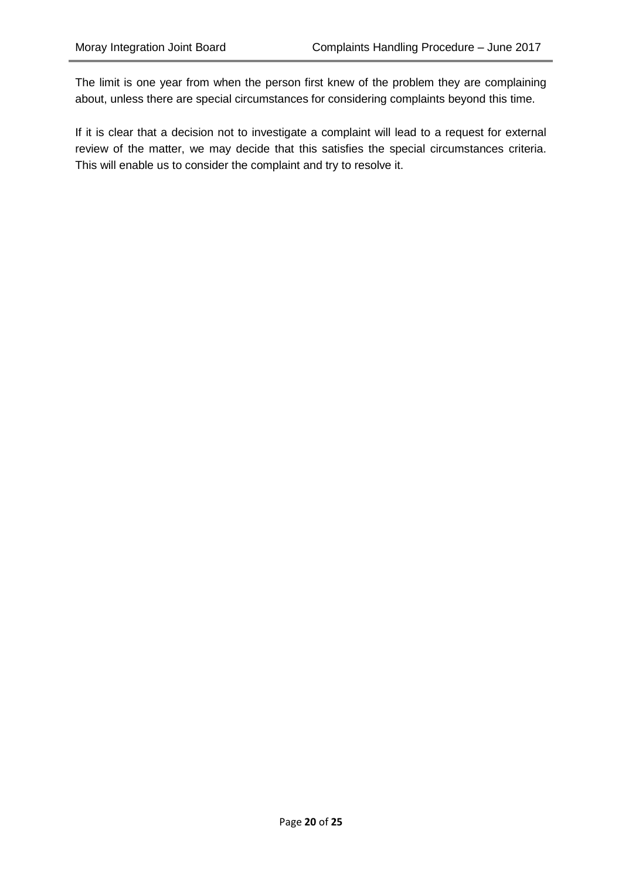The limit is one year from when the person first knew of the problem they are complaining about, unless there are special circumstances for considering complaints beyond this time.

If it is clear that a decision not to investigate a complaint will lead to a request for external review of the matter, we may decide that this satisfies the special circumstances criteria. This will enable us to consider the complaint and try to resolve it.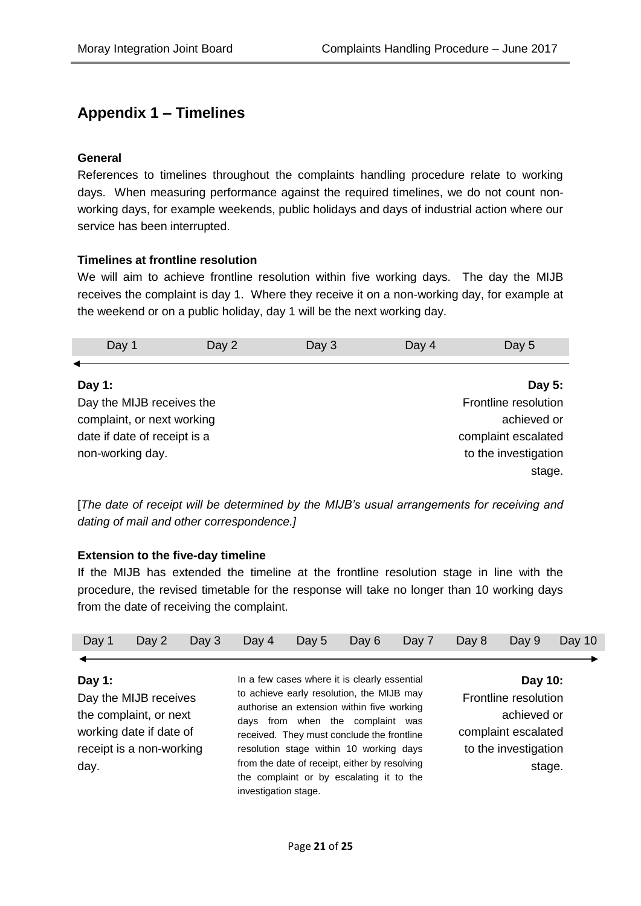## Appendix 1 – Timelines

**General**

References to timelines throughout the complaints handling procedure relate to working days. When measuring performance against the required timelines, we do not count non-working days, for example weekends, public holidays and days of industrial action where our service has been interrupted.

**Timelines at frontline resolution**

We will aim to achieve frontline resolution within five working days. The day the MIJB receives the complaint is day 1. Where they receive it on a non-working day, for example at the weekend or on a public holiday, day 1 will be the next working day.

| Day 1 | Day 2 | Day 3 | Day 4 | Day 5 |
|---|---|---|---|---|

**Day 1:**
Day the MIJB receives the complaint, or next working date if date of receipt is a non-working day.

**Day 5:**
Frontline resolution achieved or complaint escalated to the investigation stage.

[*The date of receipt will be determined by the MIJB's usual arrangements for receiving and dating of mail and other correspondence.]*

**Extension to the five-day timeline**

If the MIJB has extended the timeline at the frontline resolution stage in line with the procedure, the revised timetable for the response will take no longer than 10 working days from the date of receiving the complaint.

| Day 1 | Day 2 | Day 3 | Day 4 | Day 5 | Day 6 | Day 7 | Day 8 | Day 9 | Day 10 |
|---|---|---|---|---|---|---|---|---|---|

**Day 1:**
Day the MIJB receives the complaint, or next working date if date of receipt is a non-working day.

In a few cases where it is clearly essential to achieve early resolution, the MIJB may authorise an extension within five working days from when the complaint was received. They must conclude the frontline resolution stage within 10 working days from the date of receipt, either by resolving the complaint or by escalating it to the investigation stage.

**Day 10:**
Frontline resolution achieved or complaint escalated to the investigation stage.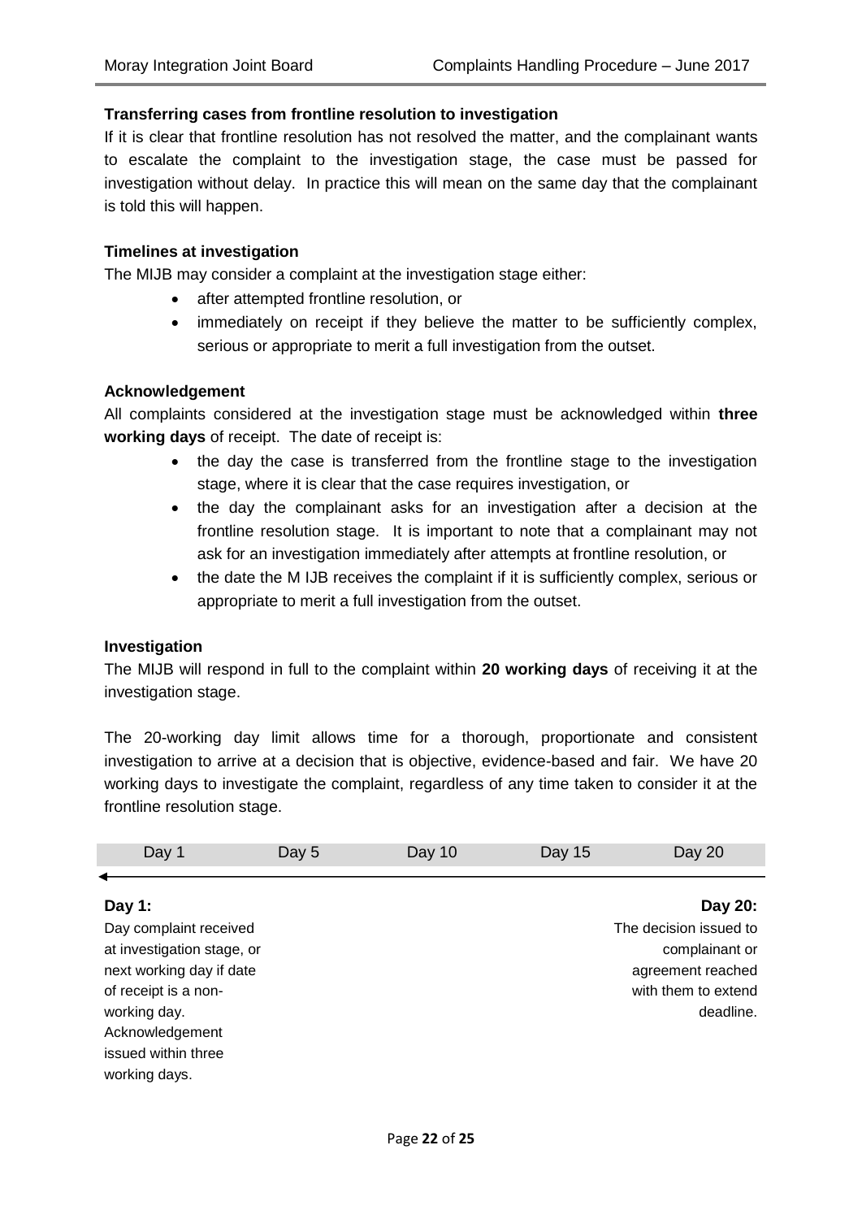**Transferring cases from frontline resolution to investigation**

If it is clear that frontline resolution has not resolved the matter, and the complainant wants to escalate the complaint to the investigation stage, the case must be passed for investigation without delay. In practice this will mean on the same day that the complainant is told this will happen.

**Timelines at investigation**

The MIJB may consider a complaint at the investigation stage either:

- after attempted frontline resolution, or
- immediately on receipt if they believe the matter to be sufficiently complex, serious or appropriate to merit a full investigation from the outset.

**Acknowledgement**

All complaints considered at the investigation stage must be acknowledged within **three working days** of receipt. The date of receipt is:

- the day the case is transferred from the frontline stage to the investigation stage, where it is clear that the case requires investigation, or
- the day the complainant asks for an investigation after a decision at the frontline resolution stage. It is important to note that a complainant may not ask for an investigation immediately after attempts at frontline resolution, or
- the date the M IJB receives the complaint if it is sufficiently complex, serious or appropriate to merit a full investigation from the outset.

**Investigation**

The MIJB will respond in full to the complaint within **20 working days** of receiving it at the investigation stage.

The 20-working day limit allows time for a thorough, proportionate and consistent investigation to arrive at a decision that is objective, evidence-based and fair. We have 20 working days to investigate the complaint, regardless of any time taken to consider it at the frontline resolution stage.

| Day 1 | Day 5 | Day 10 | Day 15 | Day 20 |
|---|---|---|---|---|

**Day 1:**
Day complaint received at investigation stage, or next working day if date of receipt is a non-working day. Acknowledgement issued within three working days.

**Day 20:**
The decision issued to complainant or agreement reached with them to extend deadline.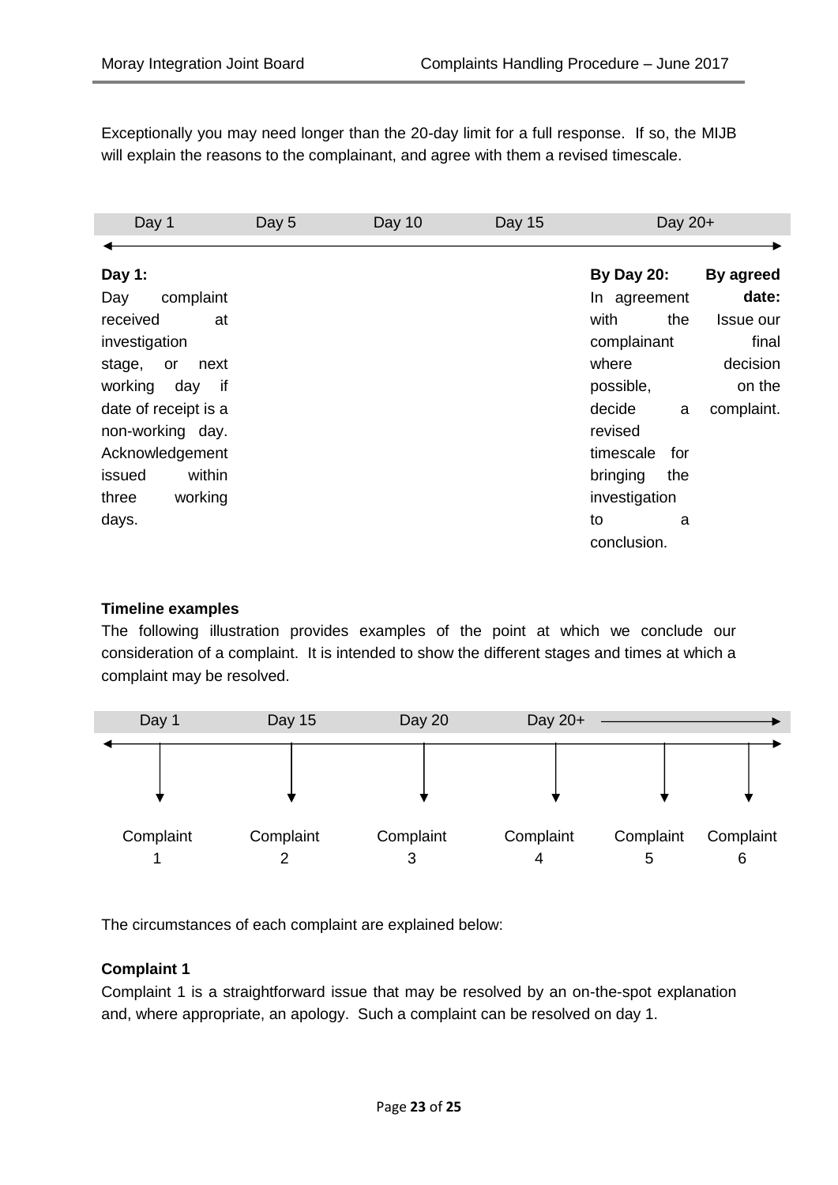Exceptionally you may need longer than the 20-day limit for a full response. If so, the MIJB will explain the reasons to the complainant, and agree with them a revised timescale.

| Day 1 | Day 5 | Day 10 | Day 15 | Day 20+ | |
|---|---|---|---|---|---|
| **Day 1:** Day complaint received at investigation stage, or next working day if date of receipt is a non-working day. Acknowledgement issued within three working days. | | | | **By Day 20:** In agreement with the complainant where possible, decide a revised timescale for bringing the investigation to a conclusion. | **By agreed date:** Issue our final decision on the complaint. |

**Timeline examples**

The following illustration provides examples of the point at which we conclude our consideration of a complaint. It is intended to show the different stages and times at which a complaint may be resolved.

| Day 1 | Day 15 | Day 20 | Day 20+ → | | |
|---|---|---|---|---|---|
| Complaint 1 | Complaint 2 | Complaint 3 | Complaint 4 | Complaint 5 | Complaint 6 |

The circumstances of each complaint are explained below:

**Complaint 1**

Complaint 1 is a straightforward issue that may be resolved by an on-the-spot explanation and, where appropriate, an apology. Such a complaint can be resolved on day 1.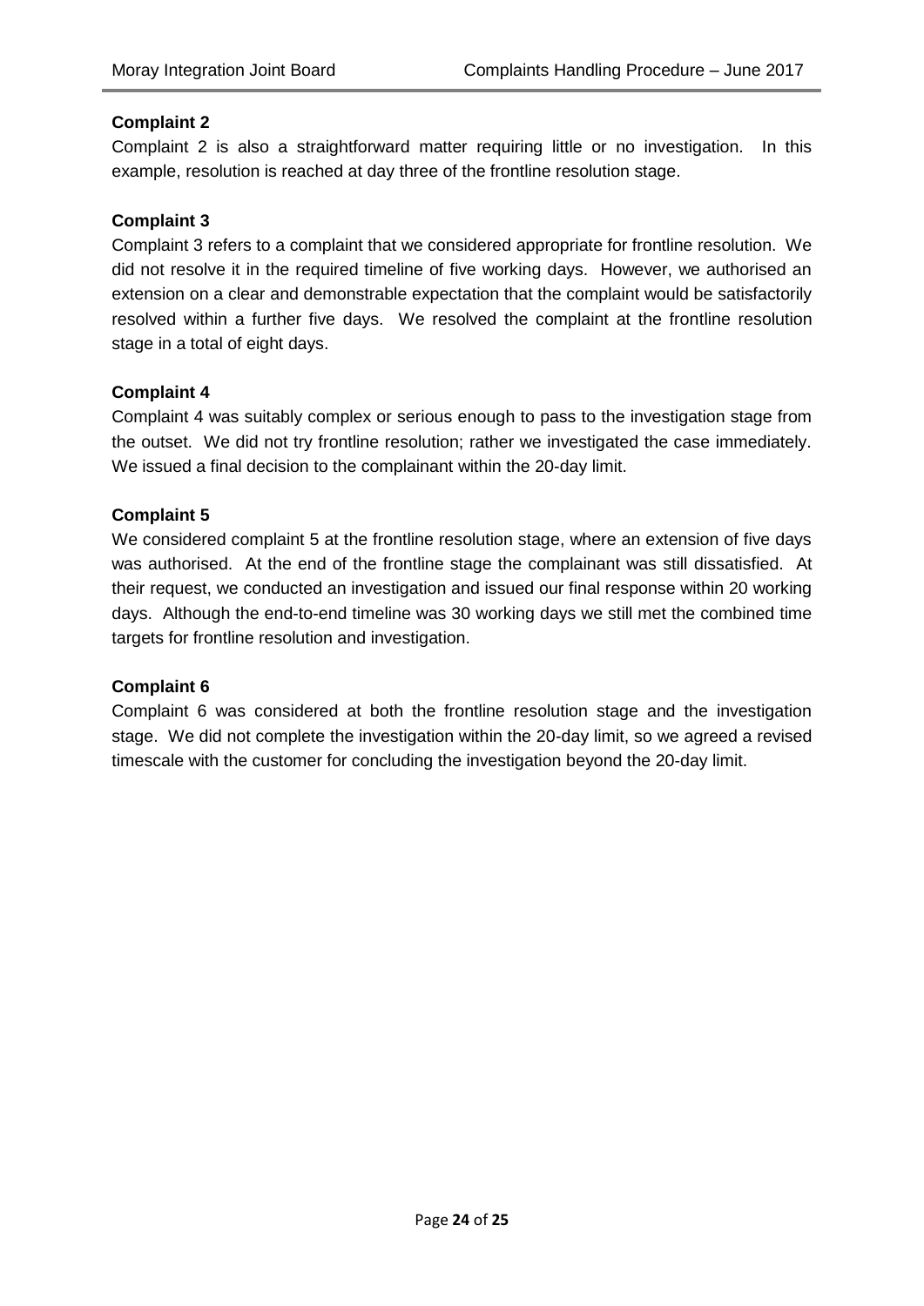**Complaint 2**

Complaint 2 is also a straightforward matter requiring little or no investigation. In this example, resolution is reached at day three of the frontline resolution stage.

**Complaint 3**

Complaint 3 refers to a complaint that we considered appropriate for frontline resolution. We did not resolve it in the required timeline of five working days. However, we authorised an extension on a clear and demonstrable expectation that the complaint would be satisfactorily resolved within a further five days. We resolved the complaint at the frontline resolution stage in a total of eight days.

**Complaint 4**

Complaint 4 was suitably complex or serious enough to pass to the investigation stage from the outset. We did not try frontline resolution; rather we investigated the case immediately. We issued a final decision to the complainant within the 20-day limit.

**Complaint 5**

We considered complaint 5 at the frontline resolution stage, where an extension of five days was authorised. At the end of the frontline stage the complainant was still dissatisfied. At their request, we conducted an investigation and issued our final response within 20 working days. Although the end-to-end timeline was 30 working days we still met the combined time targets for frontline resolution and investigation.

**Complaint 6**

Complaint 6 was considered at both the frontline resolution stage and the investigation stage. We did not complete the investigation within the 20-day limit, so we agreed a revised timescale with the customer for concluding the investigation beyond the 20-day limit.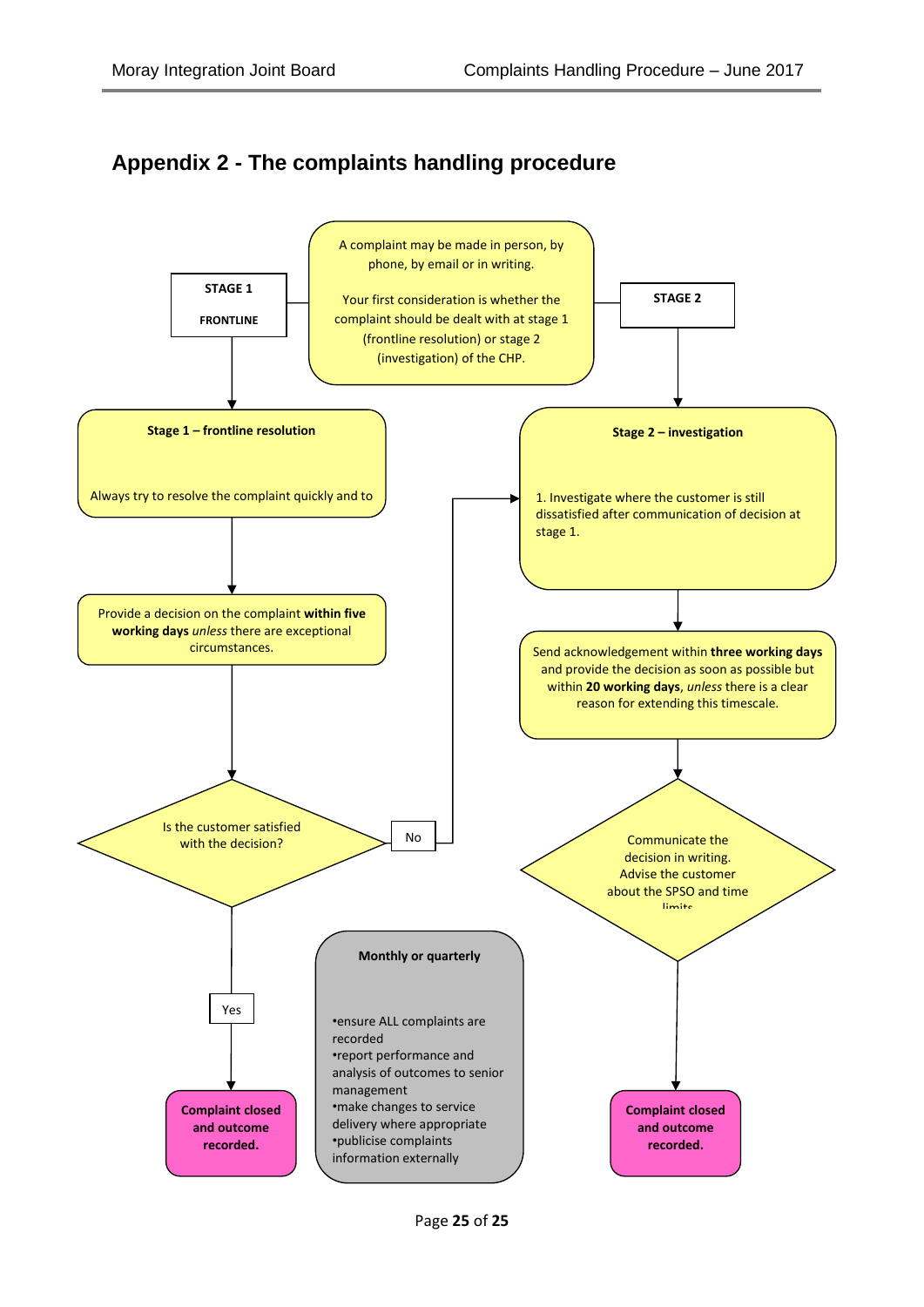## Appendix 2 - The complaints handling procedure

A complaint may be made in person, by phone, by email or in writing.

Your first consideration is whether the complaint should be dealt with at stage 1 (frontline resolution) or stage 2 (investigation) of the CHP.

**STAGE 1**

**FRONTLINE**

**Stage 1 – frontline resolution**

Always try to resolve the complaint quickly and to

Provide a decision on the complaint **within five working days** *unless* there are exceptional circumstances.

Is the customer satisfied with the decision?

Yes

**Complaint closed and outcome recorded.**

No

**STAGE 2**

**Stage 2 – investigation**

1. Investigate where the customer is still dissatisfied after communication of decision at stage 1.

Send acknowledgement within **three working days** and provide the decision as soon as possible but within **20 working days**, *unless* there is a clear reason for extending this timescale.

Communicate the decision in writing. Advise the customer about the SPSO and time limits

**Complaint closed and outcome recorded.**

**Monthly or quarterly**

- ensure ALL complaints are recorded
- report performance and analysis of outcomes to senior management
- make changes to service delivery where appropriate
- publicise complaints information externally